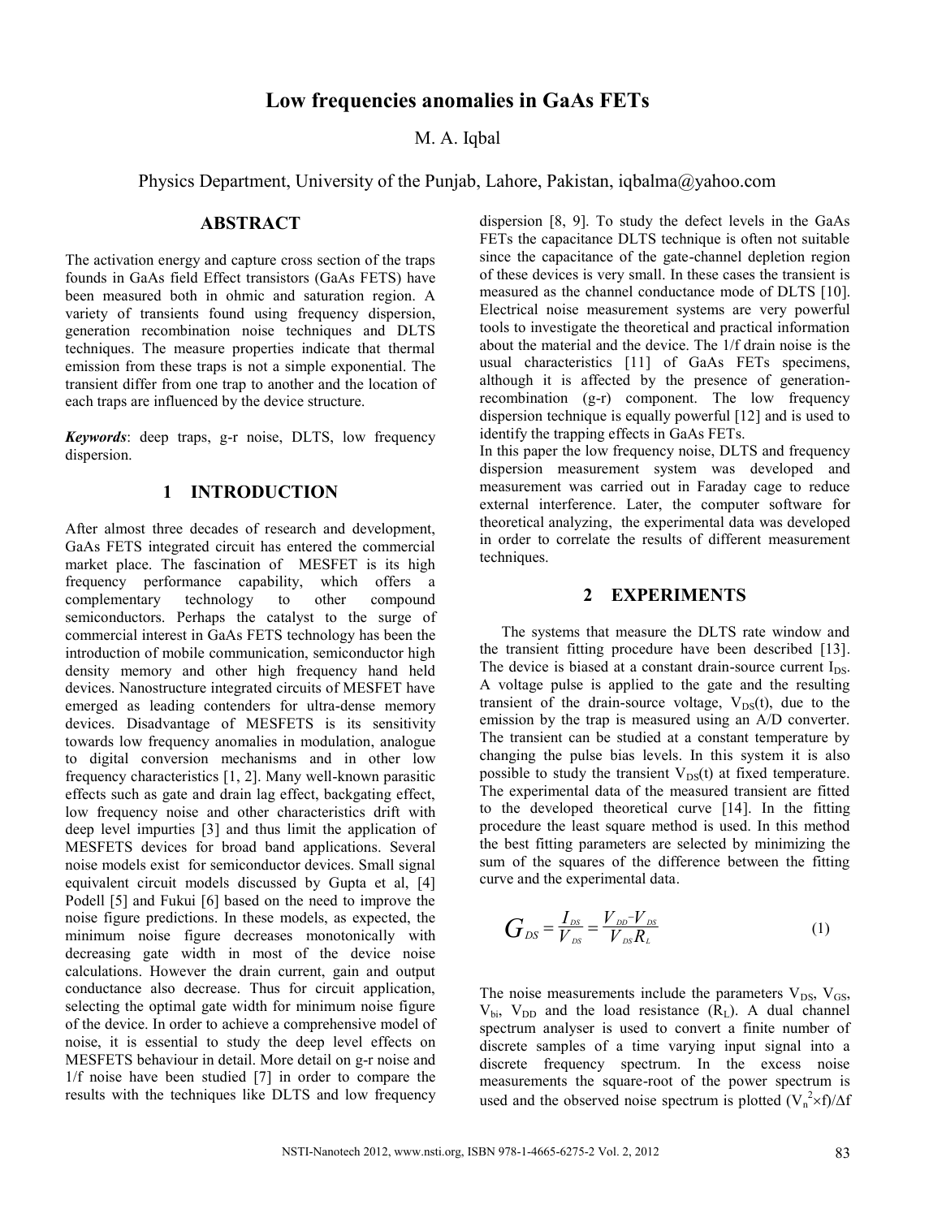# Low frequencies anomalies in GaAs FETs

M. A. Iqbal

Physics Department, University of the Punjab, Lahore, Pakistan, iqbalma@yahoo.com

## ABSTRACT

The activation energy and capture cross section of the traps founds in GaAs field Effect transistors (GaAs FETS) have been measured both in ohmic and saturation region. A variety of transients found using frequency dispersion, generation recombination noise techniques and DLTS techniques. The measure properties indicate that thermal emission from these traps is not a simple exponential. The transient differ from one trap to another and the location of each traps are influenced by the device structure.

***Keywords***: deep traps, g-r noise, DLTS, low frequency dispersion.

## 1 INTRODUCTION

After almost three decades of research and development, GaAs FETS integrated circuit has entered the commercial market place. The fascination of MESFET is its high frequency performance capability, which offers a complementary technology to other compound semiconductors. Perhaps the catalyst to the surge of commercial interest in GaAs FETS technology has been the introduction of mobile communication, semiconductor high density memory and other high frequency hand held devices. Nanostructure integrated circuits of MESFET have emerged as leading contenders for ultra-dense memory devices. Disadvantage of MESFETS is its sensitivity towards low frequency anomalies in modulation, analogue to digital conversion mechanisms and in other low frequency characteristics [1, 2]. Many well-known parasitic effects such as gate and drain lag effect, backgating effect, low frequency noise and other characteristics drift with deep level impurties [3] and thus limit the application of MESFETS devices for broad band applications. Several noise models exist for semiconductor devices. Small signal equivalent circuit models discussed by Gupta et al, [4] Podell [5] and Fukui [6] based on the need to improve the noise figure predictions. In these models, as expected, the minimum noise figure decreases monotonically with decreasing gate width in most of the device noise calculations. However the drain current, gain and output conductance also decrease. Thus for circuit application, selecting the optimal gate width for minimum noise figure of the device. In order to achieve a comprehensive model of noise, it is essential to study the deep level effects on MESFETS behaviour in detail. More detail on g-r noise and 1/f noise have been studied [7] in order to compare the results with the techniques like DLTS and low frequency dispersion [8, 9]. To study the defect levels in the GaAs FETs the capacitance DLTS technique is often not suitable since the capacitance of the gate-channel depletion region of these devices is very small. In these cases the transient is measured as the channel conductance mode of DLTS [10]. Electrical noise measurement systems are very powerful tools to investigate the theoretical and practical information about the material and the device. The 1/f drain noise is the usual characteristics [11] of GaAs FETs specimens, although it is affected by the presence of generation-recombination (g-r) component. The low frequency dispersion technique is equally powerful [12] and is used to identify the trapping effects in GaAs FETs.

In this paper the low frequency noise, DLTS and frequency dispersion measurement system was developed and measurement was carried out in Faraday cage to reduce external interference. Later, the computer software for theoretical analyzing, the experimental data was developed in order to correlate the results of different measurement techniques.

## 2 EXPERIMENTS

The systems that measure the DLTS rate window and the transient fitting procedure have been described [13]. The device is biased at a constant drain-source current $I_{DS}$. A voltage pulse is applied to the gate and the resulting transient of the drain-source voltage, $V_{DS}(t)$, due to the emission by the trap is measured using an A/D converter. The transient can be studied at a constant temperature by changing the pulse bias levels. In this system it is also possible to study the transient $V_{DS}(t)$ at fixed temperature. The experimental data of the measured transient are fitted to the developed theoretical curve [14]. In the fitting procedure the least square method is used. In this method the best fitting parameters are selected by minimizing the sum of the squares of the difference between the fitting curve and the experimental data.

$$G_{DS} = \frac{I_{DS}}{V_{DS}} = \frac{V_{DD} - V_{DS}}{V_{DS} R_L} \tag{1}$$

The noise measurements include the parameters $V_{DS}$, $V_{GS}$, $V_{bi}$, $V_{DD}$ and the load resistance ($R_L$). A dual channel spectrum analyser is used to convert a finite number of discrete samples of a time varying input signal into a discrete frequency spectrum. In the excess noise measurements the square-root of the power spectrum is used and the observed noise spectrum is plotted $(V_n^2 \times f)/\Delta f$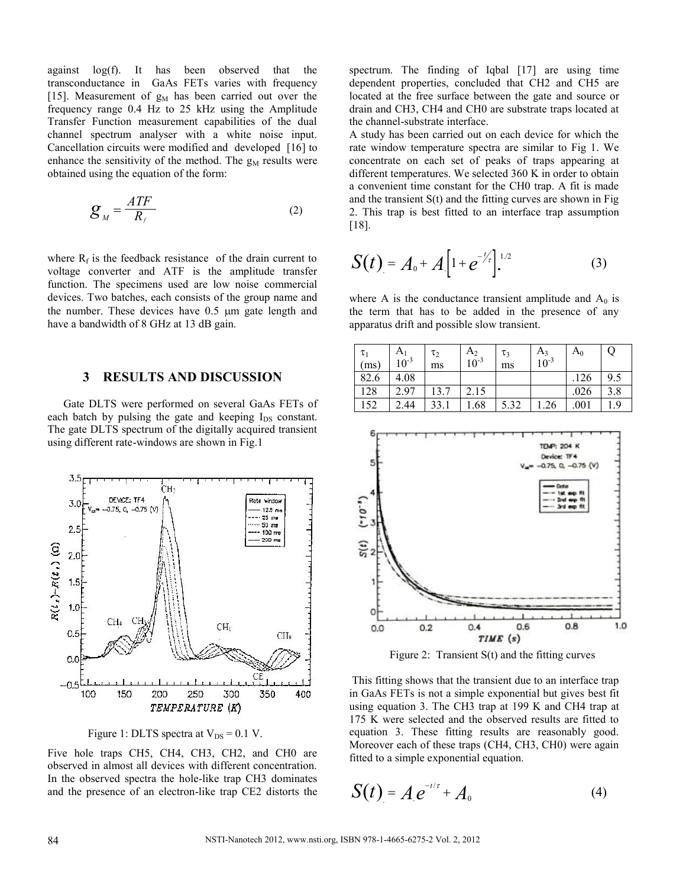against log(f). It has been observed that the transconductance in GaAs FETs varies with frequency [15]. Measurement of $g_M$ has been carried out over the frequency range 0.4 Hz to 25 kHz using the Amplitude Transfer Function measurement capabilities of the dual channel spectrum analyser with a white noise input. Cancellation circuits were modified and developed [16] to enhance the sensitivity of the method. The $g_M$ results were obtained using the equation of the form:

$$g_M = \frac{ATF}{R_f} \tag{2}$$

where $R_f$ is the feedback resistance of the drain current to voltage converter and ATF is the amplitude transfer function. The specimens used are low noise commercial devices. Two batches, each consists of the group name and the number. These devices have 0.5 μm gate length and have a bandwidth of 8 GHz at 13 dB gain.

## 3 RESULTS AND DISCUSSION

Gate DLTS were performed on several GaAs FETs of each batch by pulsing the gate and keeping $I_{DS}$ constant. The gate DLTS spectrum of the digitally acquired transient using different rate-windows are shown in Fig.1

Figure 1: DLTS spectra at $V_{DS}$ = 0.1 V.

Five hole traps CH5, CH4, CH3, CH2, and CH0 are observed in almost all devices with different concentration. In the observed spectra the hole-like trap CH3 dominates and the presence of an electron-like trap CE2 distorts the spectrum. The finding of Iqbal [17] are using time dependent properties, concluded that CH2 and CH5 are located at the free surface between the gate and source or drain and CH3, CH4 and CH0 are substrate traps located at the channel-substrate interface.

A study has been carried out on each device for which the rate window temperature spectra are similar to Fig 1. We concentrate on each set of peaks of traps appearing at different temperatures. We selected 360 K in order to obtain a convenient time constant for the CH0 trap. A fit is made and the transient S(t) and the fitting curves are shown in Fig 2. This trap is best fitted to an interface trap assumption [18].

$$S(t) = A_0 + A\left[1 + e^{-t/\tau}\right]^{1/2} \tag{3}$$

where A is the conductance transient amplitude and $A_0$ is the term that has to be added in the presence of any apparatus drift and possible slow transient.

| $\tau_1$ (ms) | $A_1$ $10^{-3}$ | $\tau_2$ ms | $A_2$ $10^{-3}$ | $\tau_3$ ms | $A_3$ $10^{-3}$ | $A_0$ | Q |
|---|---|---|---|---|---|---|---|
| 82.6 | 4.08 | | | | | .126 | 9.5 |
| 128 | 2.97 | 13.7 | 2.15 | | | .026 | 3.8 |
| 152 | 2.44 | 33.1 | 1.68 | 5.32 | 1.26 | .001 | 1.9 |

Figure 2: Transient S(t) and the fitting curves

This fitting shows that the transient due to an interface trap in GaAs FETs is not a simple exponential but gives best fit using equation 3. The CH3 trap at 199 K and CH4 trap at 175 K were selected and the observed results are fitted to equation 3. These fitting results are reasonably good. Moreover each of these traps (CH4, CH3, CH0) were again fitted to a simple exponential equation.

$$S(t) = A e^{-t/\tau} + A_0 \tag{4}$$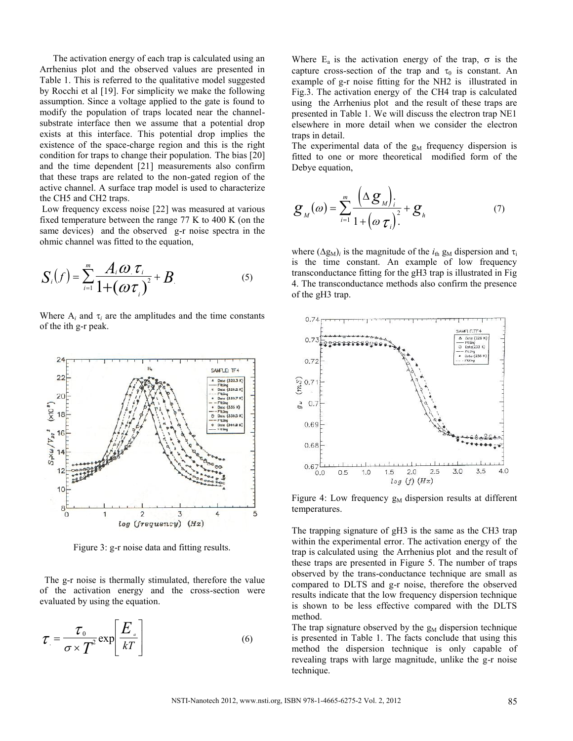The activation energy of each trap is calculated using an Arrhenius plot and the observed values are presented in Table 1. This is referred to the qualitative model suggested by Rocchi et al [19]. For simplicity we make the following assumption. Since a voltage applied to the gate is found to modify the population of traps located near the channel-substrate interface then we assume that a potential drop exists at this interface. This potential drop implies the existence of the space-charge region and this is the right condition for traps to change their population. The bias [20] and the time dependent [21] measurements also confirm that these traps are related to the non-gated region of the active channel. A surface trap model is used to characterize the CH5 and CH2 traps.

Low frequency excess noise [22] was measured at various fixed temperature between the range 77 K to 400 K (on the same devices) and the observed g-r noise spectra in the ohmic channel was fitted to the equation,

$$S_i(f) = \sum_{i=1}^{m} \frac{A_i \omega \tau_i}{1+(\omega \tau_i)^2} + B \tag{5}$$

Where $A_i$ and $\tau_i$ are the amplitudes and the time constants of the ith g-r peak.

Figure 3: g-r noise data and fitting results.

The g-r noise is thermally stimulated, therefore the value of the activation energy and the cross-section were evaluated by using the equation.

$$\tau = \frac{\tau_0}{\sigma \times T^2} \exp\left[\frac{E_a}{kT}\right] \tag{6}$$

Where $E_a$ is the activation energy of the trap, $\sigma$ is the capture cross-section of the trap and $\tau_0$ is constant. An example of g-r noise fitting for the NH2 is illustrated in Fig.3. The activation energy of the CH4 trap is calculated using the Arrhenius plot and the result of these traps are presented in Table 1. We will discuss the electron trap NE1 elsewhere in more detail when we consider the electron traps in detail.

The experimental data of the $g_M$ frequency dispersion is fitted to one or more theoretical modified form of the Debye equation,

$$g_M(\omega) = \sum_{i=1}^{m} \frac{(\Delta g_M)_i}{1+(\omega \tau_i)^2} + g_h \tag{7}$$

where $(\Delta g_M)_i$ is the magnitude of the $i_{th}$ $g_M$ dispersion and $\tau_i$ is the time constant. An example of low frequency transconductance fitting for the gH3 trap is illustrated in Fig 4. The transconductance methods also confirm the presence of the gH3 trap.

Figure 4: Low frequency $g_M$ dispersion results at different temperatures.

The trapping signature of gH3 is the same as the CH3 trap within the experimental error. The activation energy of the trap is calculated using the Arrhenius plot and the result of these traps are presented in Figure 5. The number of traps observed by the trans-conductance technique are small as compared to DLTS and g-r noise, therefore the observed results indicate that the low frequency dispersion technique is shown to be less effective compared with the DLTS method.

The trap signature observed by the $g_M$ dispersion technique is presented in Table 1. The facts conclude that using this method the dispersion technique is only capable of revealing traps with large magnitude, unlike the g-r noise technique.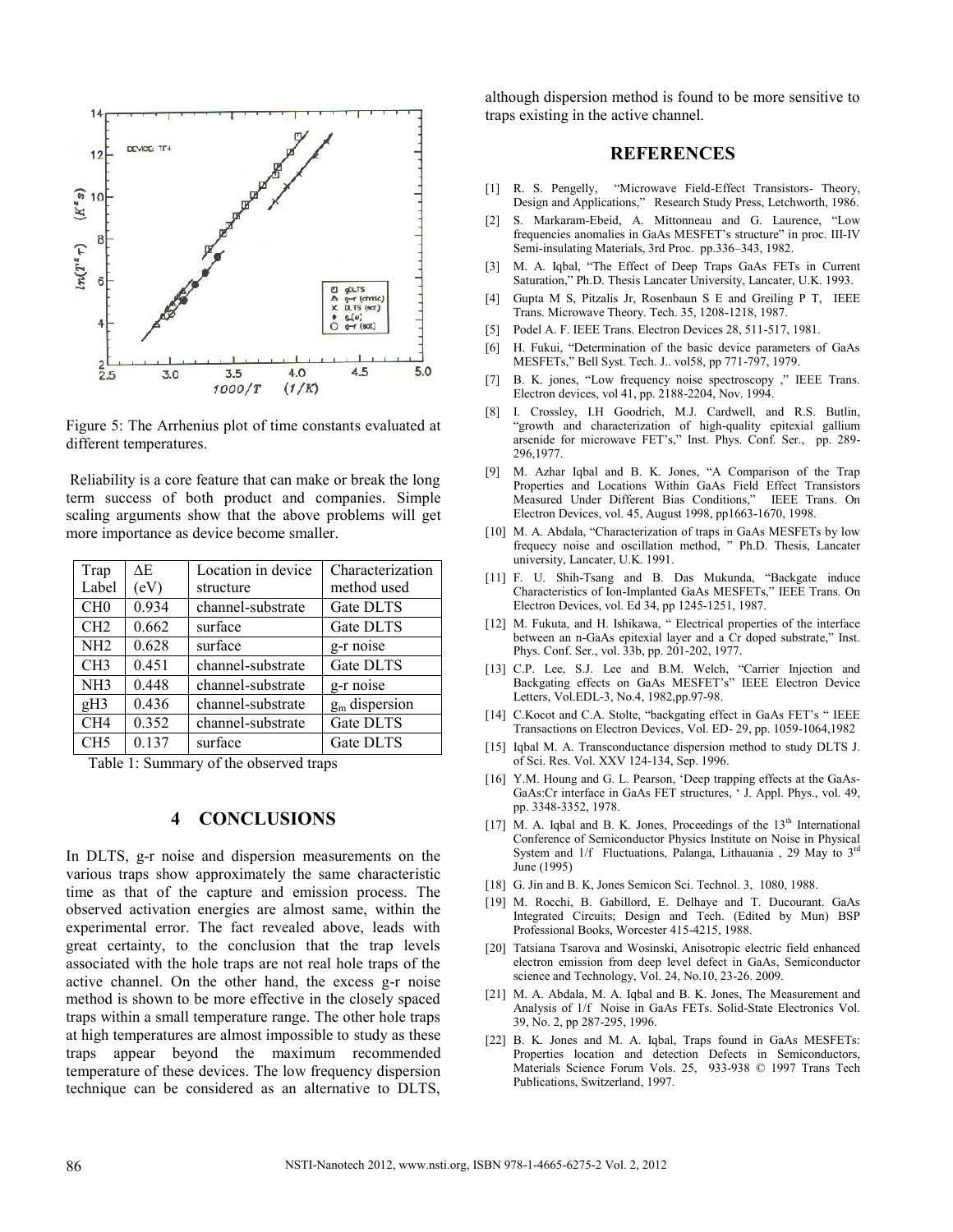DEVICE: TF4

$ln(T^2\tau)$ $(K^2s)$

14
12
10
8
6
4
2

2.5 3.0 3.5 4.0 4.5 5.0

$1000/T$ $(1/K)$

gDLTS
g-r (ohmic)
DLTS (sat)
$g_m(\omega)$
g-r (sat)

Figure 5: The Arrhenius plot of time constants evaluated at different temperatures.

Reliability is a core feature that can make or break the long term success of both product and companies. Simple scaling arguments show that the above problems will get more importance as device become smaller.

| Trap Label | ΔE (eV) | Location in device structure | Characterization method used |
|---|---|---|---|
| CH0 | 0.934 | channel-substrate | Gate DLTS |
| CH2 | 0.662 | surface | Gate DLTS |
| NH2 | 0.628 | surface | g-r noise |
| CH3 | 0.451 | channel-substrate | Gate DLTS |
| NH3 | 0.448 | channel-substrate | g-r noise |
| gH3 | 0.436 | channel-substrate | $g_m$ dispersion |
| CH4 | 0.352 | channel-substrate | Gate DLTS |
| CH5 | 0.137 | surface | Gate DLTS |

Table 1: Summary of the observed traps

## 4 CONCLUSIONS

In DLTS, g-r noise and dispersion measurements on the various traps show approximately the same characteristic time as that of the capture and emission process. The observed activation energies are almost same, within the experimental error. The fact revealed above, leads with great certainty, to the conclusion that the trap levels associated with the hole traps are not real hole traps of the active channel. On the other hand, the excess g-r noise method is shown to be more effective in the closely spaced traps within a small temperature range. The other hole traps at high temperatures are almost impossible to study as these traps appear beyond the maximum recommended temperature of these devices. The low frequency dispersion technique can be considered as an alternative to DLTS, although dispersion method is found to be more sensitive to traps existing in the active channel.

## REFERENCES

[1] R. S. Pengelly, "Microwave Field-Effect Transistors- Theory, Design and Applications," Research Study Press, Letchworth, 1986.

[2] S. Markaram-Ebeid, A. Mittonneau and G. Laurence, "Low frequencies anomalies in GaAs MESFET's structure" in proc. III-IV Semi-insulating Materials, 3rd Proc. pp.336–343, 1982.

[3] M. A. Iqbal, "The Effect of Deep Traps GaAs FETs in Current Saturation," Ph.D. Thesis Lancater University, Lancater, U.K. 1993.

[4] Gupta M S, Pitzalis Jr, Rosenbaun S E and Greiling P T, IEEE Trans. Microwave Theory. Tech. 35, 1208-1218, 1987.

[5] Podel A. F. IEEE Trans. Electron Devices 28, 511-517, 1981.

[6] H. Fukui, "Determination of the basic device parameters of GaAs MESFETs," Bell Syst. Tech. J.. vol58, pp 771-797, 1979.

[7] B. K. jones, "Low frequency noise spectroscopy ," IEEE Trans. Electron devices, vol 41, pp. 2188-2204, Nov. 1994.

[8] I. Crossley, I.H Goodrich, M.J. Cardwell, and R.S. Butlin, "growth and characterization of high-quality epitexial gallium arsenide for microwave FET's," Inst. Phys. Conf. Ser., pp. 289-296,1977.

[9] M. Azhar Iqbal and B. K. Jones, "A Comparison of the Trap Properties and Locations Within GaAs Field Effect Transistors Measured Under Different Bias Conditions," IEEE Trans. On Electron Devices, vol. 45, August 1998, pp1663-1670, 1998.

[10] M. A. Abdala, "Characterization of traps in GaAs MESFETs by low frequecy noise and oscillation method, " Ph.D. Thesis, Lancater university, Lancater, U.K. 1991.

[11] F. U. Shih-Tsang and B. Das Mukunda, "Backgate induce Characteristics of Ion-Implanted GaAs MESFETs," IEEE Trans. On Electron Devices, vol. Ed 34, pp 1245-1251, 1987.

[12] M. Fukuta, and H. Ishikawa, " Electrical properties of the interface between an n-GaAs epitexial layer and a Cr doped substrate," Inst. Phys. Conf. Ser., vol. 33b, pp. 201-202, 1977.

[13] C.P. Lee, S.J. Lee and B.M. Welch, "Carrier Injection and Backgating effects on GaAs MESFET's" IEEE Electron Device Letters, Vol.EDL-3, No.4, 1982,pp.97-98.

[14] C.Kocot and C.A. Stolte, "backgating effect in GaAs FET's " IEEE Transactions on Electron Devices, Vol. ED- 29, pp. 1059-1064,1982

[15] Iqbal M. A. Transconductance dispersion method to study DLTS J. of Sci. Res. Vol. XXV 124-134, Sep. 1996.

[16] Y.M. Houng and G. L. Pearson, 'Deep trapping effects at the GaAs-GaAs:Cr interface in GaAs FET structures, ' J. Appl. Phys., vol. 49, pp. 3348-3352, 1978.

[17] M. A. Iqbal and B. K. Jones, Proceedings of the 13th International Conference of Semiconductor Physics Institute on Noise in Physical System and 1/f Fluctuations, Palanga, Lithuania , 29 May to 3rd June (1995)

[18] G. Jin and B. K, Jones Semicon Sci. Technol. 3, 1080, 1988.

[19] M. Rocchi, B. Gabillord, E. Delhaye and T. Ducourant. GaAs Integrated Circuits; Design and Tech. (Edited by Mun) BSP Professional Books, Worcester 415-4215, 1988.

[20] Tatsiana Tsarova and Wosinski, Anisotropic electric field enhanced electron emission from deep level defect in GaAs, Semiconductor science and Technology, Vol. 24, No.10, 23-26. 2009.

[21] M. A. Abdala, M. A. Iqbal and B. K. Jones, The Measurement and Analysis of 1/f Noise in GaAs FETs. Solid-State Electronics Vol. 39, No. 2, pp 287-295, 1996.

[22] B. K. Jones and M. A. Iqbal, Traps found in GaAs MESFETs: Properties location and detection Defects in Semiconductors, Materials Science Forum Vols. 25, 933-938 © 1997 Trans Tech Publications, Switzerland, 1997.